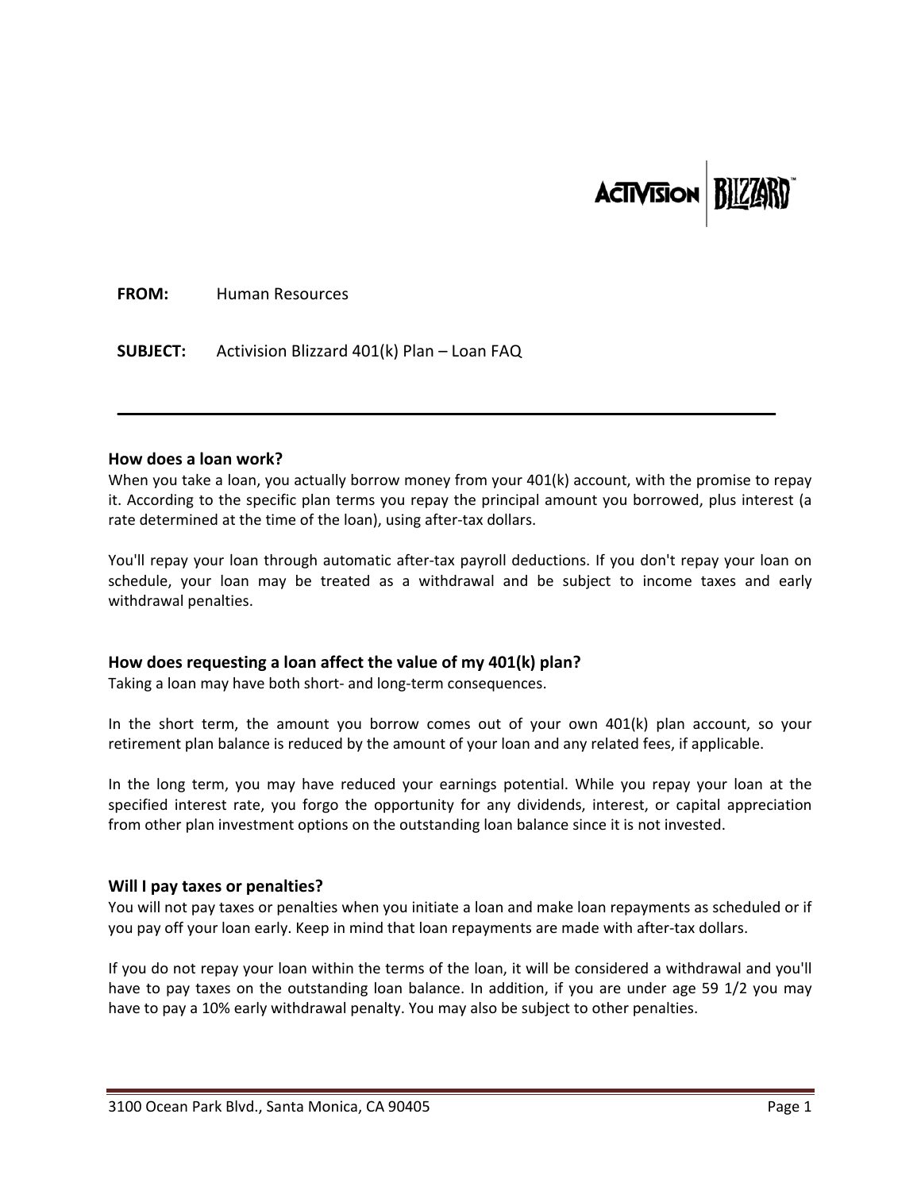**FROM:** Human Resources

**SUBJECT:** Activision Blizzard 401(k) Plan – Loan FAQ

---

### How does a loan work?

When you take a loan, you actually borrow money from your 401(k) account, with the promise to repay it. According to the specific plan terms you repay the principal amount you borrowed, plus interest (a rate determined at the time of the loan), using after-tax dollars.

You'll repay your loan through automatic after-tax payroll deductions. If you don't repay your loan on schedule, your loan may be treated as a withdrawal and be subject to income taxes and early withdrawal penalties.

### How does requesting a loan affect the value of my 401(k) plan?

Taking a loan may have both short- and long-term consequences.

In the short term, the amount you borrow comes out of your own 401(k) plan account, so your retirement plan balance is reduced by the amount of your loan and any related fees, if applicable.

In the long term, you may have reduced your earnings potential. While you repay your loan at the specified interest rate, you forgo the opportunity for any dividends, interest, or capital appreciation from other plan investment options on the outstanding loan balance since it is not invested.

### Will I pay taxes or penalties?

You will not pay taxes or penalties when you initiate a loan and make loan repayments as scheduled or if you pay off your loan early. Keep in mind that loan repayments are made with after-tax dollars.

If you do not repay your loan within the terms of the loan, it will be considered a withdrawal and you'll have to pay taxes on the outstanding loan balance. In addition, if you are under age 59 1/2 you may have to pay a 10% early withdrawal penalty. You may also be subject to other penalties.

3100 Ocean Park Blvd., Santa Monica, CA 90405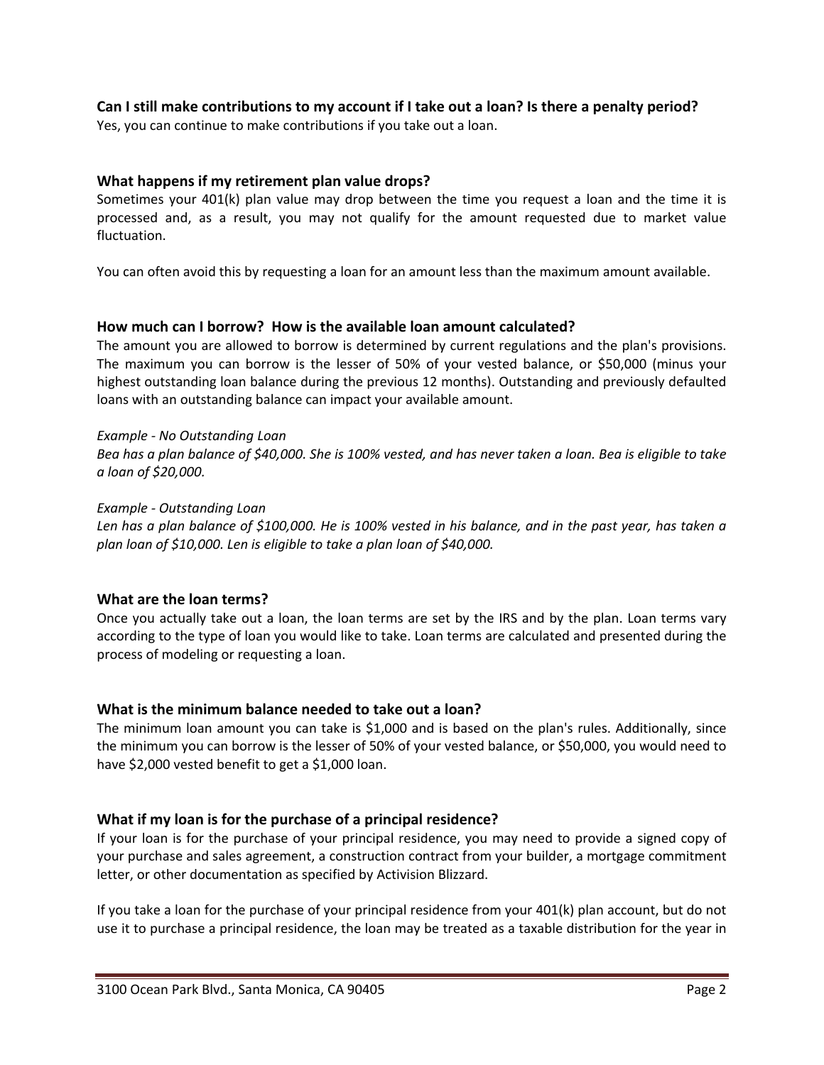### Can I still make contributions to my account if I take out a loan? Is there a penalty period?

Yes, you can continue to make contributions if you take out a loan.

### What happens if my retirement plan value drops?

Sometimes your 401(k) plan value may drop between the time you request a loan and the time it is processed and, as a result, you may not qualify for the amount requested due to market value fluctuation.

You can often avoid this by requesting a loan for an amount less than the maximum amount available.

### How much can I borrow? How is the available loan amount calculated?

The amount you are allowed to borrow is determined by current regulations and the plan's provisions. The maximum you can borrow is the lesser of 50% of your vested balance, or $50,000 (minus your highest outstanding loan balance during the previous 12 months). Outstanding and previously defaulted loans with an outstanding balance can impact your available amount.

*Example - No Outstanding Loan*
*Bea has a plan balance of $40,000. She is 100% vested, and has never taken a loan. Bea is eligible to take a loan of $20,000.*

*Example - Outstanding Loan*
*Len has a plan balance of $100,000. He is 100% vested in his balance, and in the past year, has taken a plan loan of $10,000. Len is eligible to take a plan loan of $40,000.*

### What are the loan terms?

Once you actually take out a loan, the loan terms are set by the IRS and by the plan. Loan terms vary according to the type of loan you would like to take. Loan terms are calculated and presented during the process of modeling or requesting a loan.

### What is the minimum balance needed to take out a loan?

The minimum loan amount you can take is $1,000 and is based on the plan's rules. Additionally, since the minimum you can borrow is the lesser of 50% of your vested balance, or $50,000, you would need to have $2,000 vested benefit to get a $1,000 loan.

### What if my loan is for the purchase of a principal residence?

If your loan is for the purchase of your principal residence, you may need to provide a signed copy of your purchase and sales agreement, a construction contract from your builder, a mortgage commitment letter, or other documentation as specified by Activision Blizzard.

If you take a loan for the purchase of your principal residence from your 401(k) plan account, but do not use it to purchase a principal residence, the loan may be treated as a taxable distribution for the year in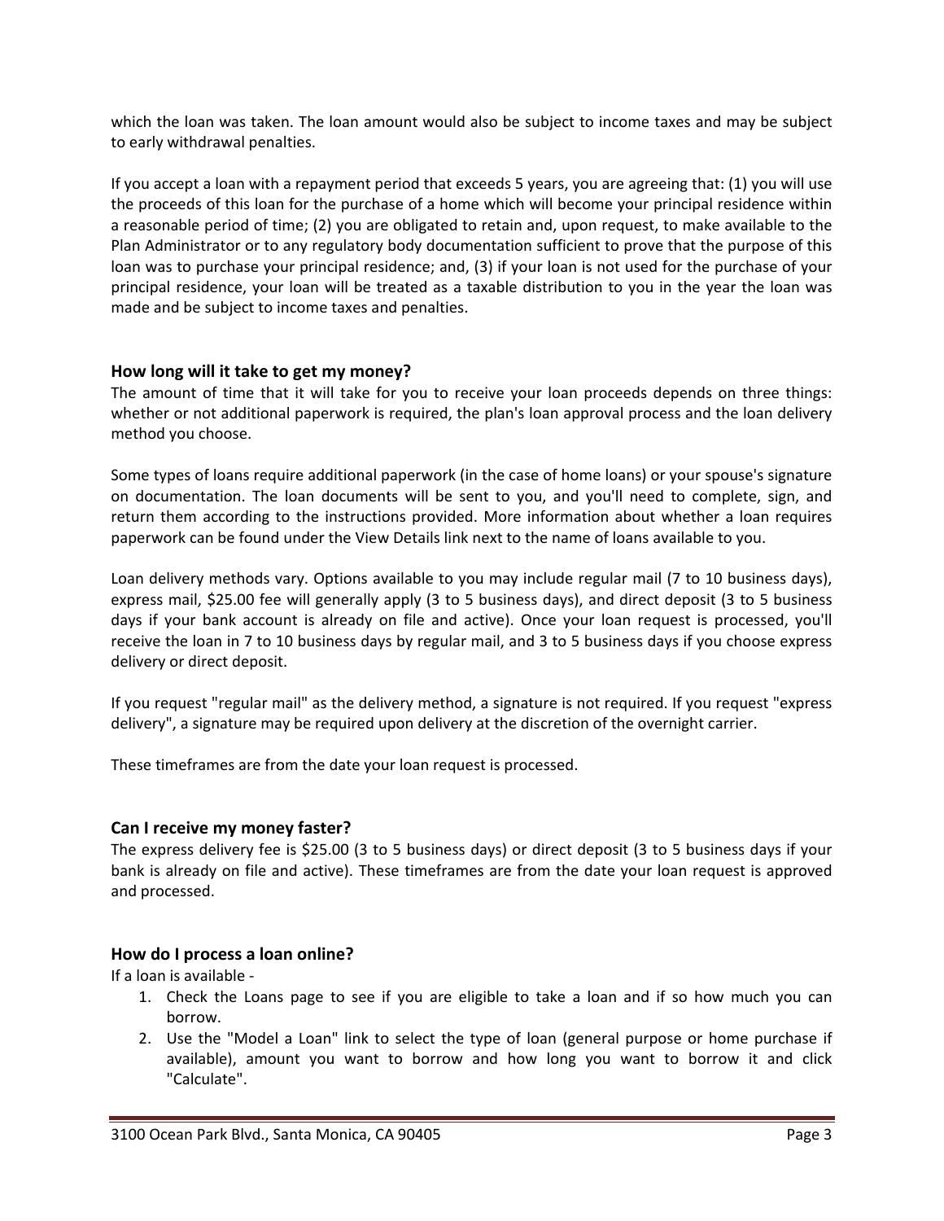which the loan was taken. The loan amount would also be subject to income taxes and may be subject to early withdrawal penalties.

If you accept a loan with a repayment period that exceeds 5 years, you are agreeing that: (1) you will use the proceeds of this loan for the purchase of a home which will become your principal residence within a reasonable period of time; (2) you are obligated to retain and, upon request, to make available to the Plan Administrator or to any regulatory body documentation sufficient to prove that the purpose of this loan was to purchase your principal residence; and, (3) if your loan is not used for the purchase of your principal residence, your loan will be treated as a taxable distribution to you in the year the loan was made and be subject to income taxes and penalties.

### How long will it take to get my money?

The amount of time that it will take for you to receive your loan proceeds depends on three things: whether or not additional paperwork is required, the plan's loan approval process and the loan delivery method you choose.

Some types of loans require additional paperwork (in the case of home loans) or your spouse's signature on documentation. The loan documents will be sent to you, and you'll need to complete, sign, and return them according to the instructions provided. More information about whether a loan requires paperwork can be found under the View Details link next to the name of loans available to you.

Loan delivery methods vary. Options available to you may include regular mail (7 to 10 business days), express mail, $25.00 fee will generally apply (3 to 5 business days), and direct deposit (3 to 5 business days if your bank account is already on file and active). Once your loan request is processed, you'll receive the loan in 7 to 10 business days by regular mail, and 3 to 5 business days if you choose express delivery or direct deposit.

If you request "regular mail" as the delivery method, a signature is not required. If you request "express delivery", a signature may be required upon delivery at the discretion of the overnight carrier.

These timeframes are from the date your loan request is processed.

### Can I receive my money faster?

The express delivery fee is $25.00 (3 to 5 business days) or direct deposit (3 to 5 business days if your bank is already on file and active). These timeframes are from the date your loan request is approved and processed.

### How do I process a loan online?

If a loan is available -

1. Check the Loans page to see if you are eligible to take a loan and if so how much you can borrow.
2. Use the "Model a Loan" link to select the type of loan (general purpose or home purchase if available), amount you want to borrow and how long you want to borrow it and click "Calculate".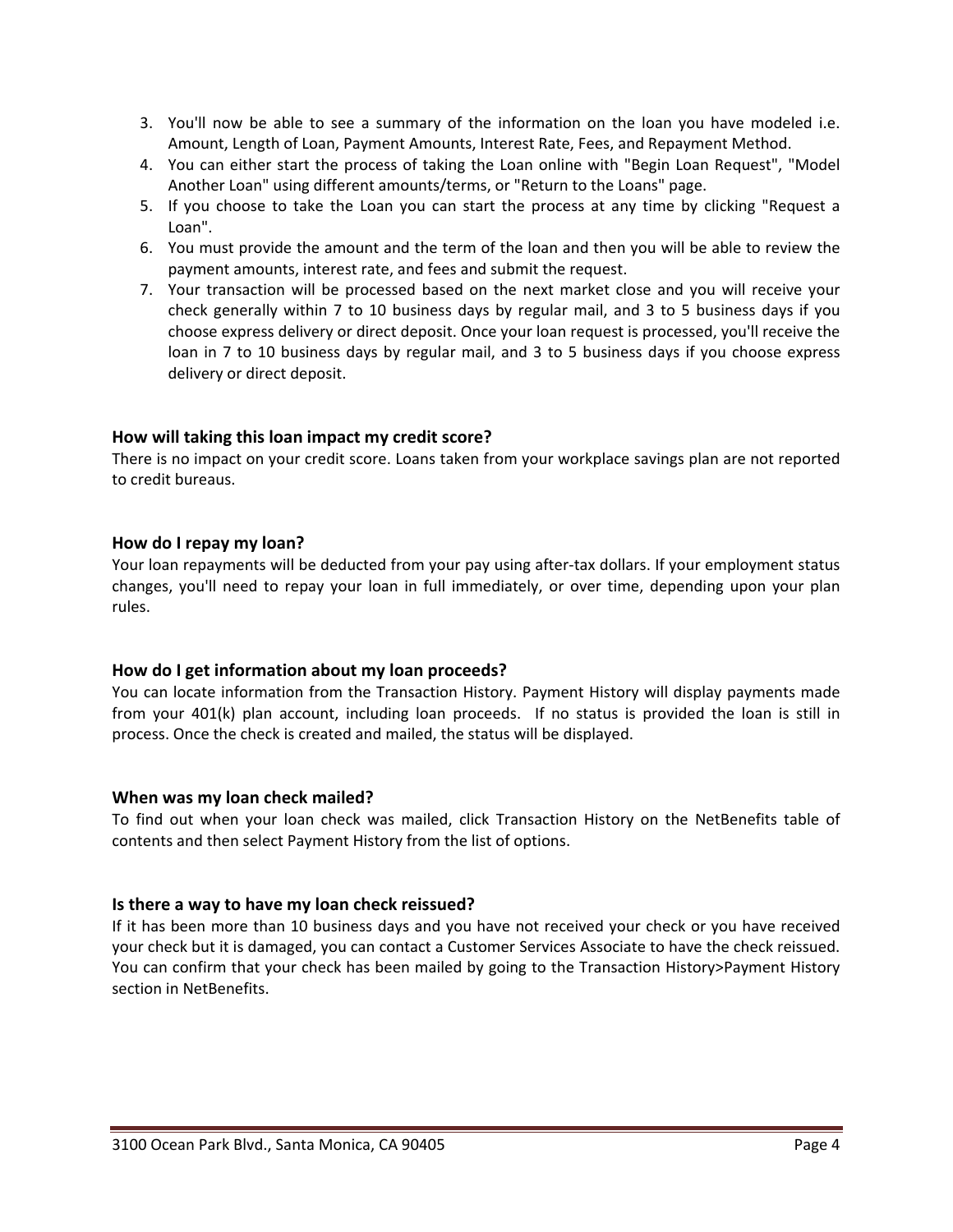3. You'll now be able to see a summary of the information on the loan you have modeled i.e. Amount, Length of Loan, Payment Amounts, Interest Rate, Fees, and Repayment Method.
4. You can either start the process of taking the Loan online with "Begin Loan Request", "Model Another Loan" using different amounts/terms, or "Return to the Loans" page.
5. If you choose to take the Loan you can start the process at any time by clicking "Request a Loan".
6. You must provide the amount and the term of the loan and then you will be able to review the payment amounts, interest rate, and fees and submit the request.
7. Your transaction will be processed based on the next market close and you will receive your check generally within 7 to 10 business days by regular mail, and 3 to 5 business days if you choose express delivery or direct deposit. Once your loan request is processed, you'll receive the loan in 7 to 10 business days by regular mail, and 3 to 5 business days if you choose express delivery or direct deposit.

### How will taking this loan impact my credit score?

There is no impact on your credit score. Loans taken from your workplace savings plan are not reported to credit bureaus.

### How do I repay my loan?

Your loan repayments will be deducted from your pay using after-tax dollars. If your employment status changes, you'll need to repay your loan in full immediately, or over time, depending upon your plan rules.

### How do I get information about my loan proceeds?

You can locate information from the Transaction History. Payment History will display payments made from your 401(k) plan account, including loan proceeds. If no status is provided the loan is still in process. Once the check is created and mailed, the status will be displayed.

### When was my loan check mailed?

To find out when your loan check was mailed, click Transaction History on the NetBenefits table of contents and then select Payment History from the list of options.

### Is there a way to have my loan check reissued?

If it has been more than 10 business days and you have not received your check or you have received your check but it is damaged, you can contact a Customer Services Associate to have the check reissued. You can confirm that your check has been mailed by going to the Transaction History>Payment History section in NetBenefits.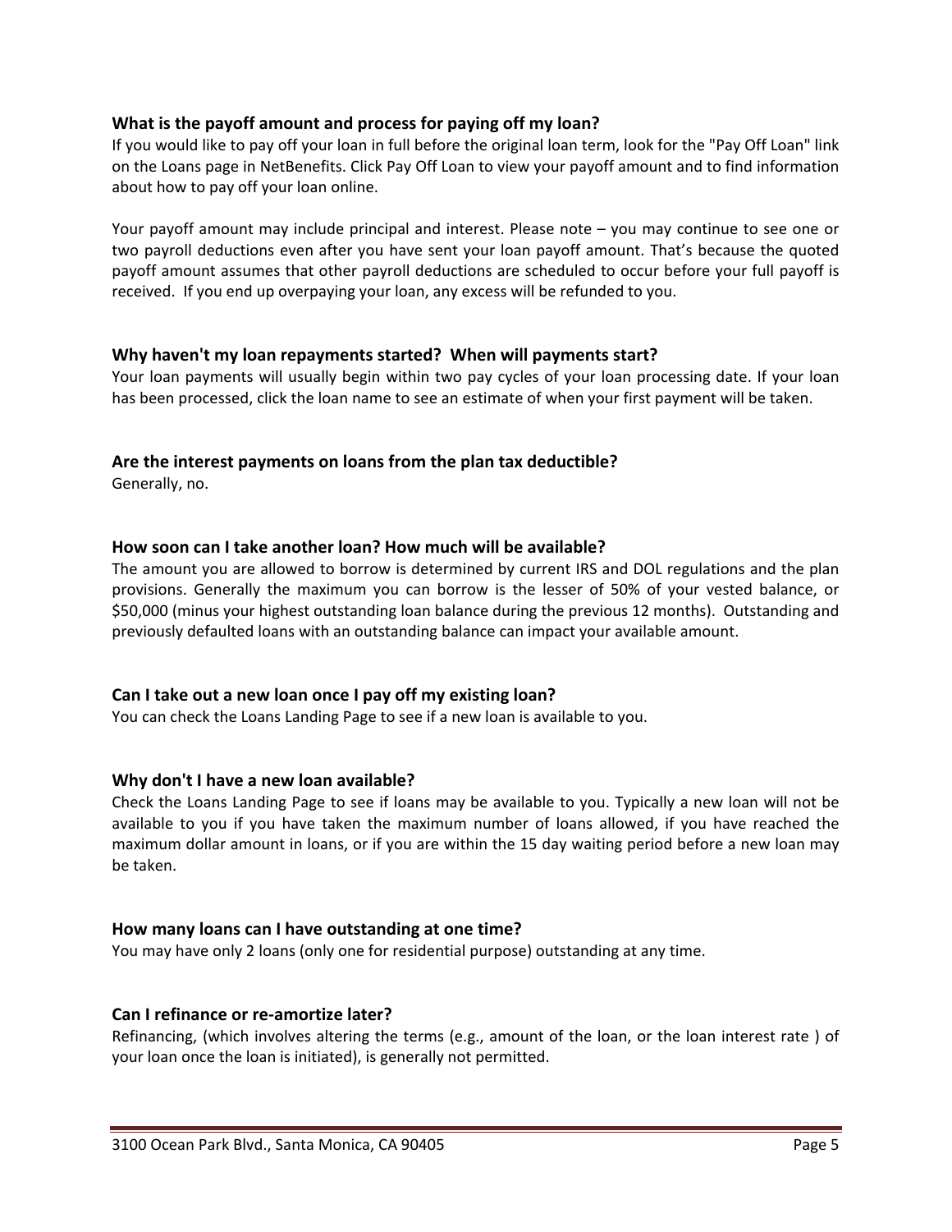### What is the payoff amount and process for paying off my loan?

If you would like to pay off your loan in full before the original loan term, look for the "Pay Off Loan" link on the Loans page in NetBenefits. Click Pay Off Loan to view your payoff amount and to find information about how to pay off your loan online.

Your payoff amount may include principal and interest. Please note – you may continue to see one or two payroll deductions even after you have sent your loan payoff amount. That's because the quoted payoff amount assumes that other payroll deductions are scheduled to occur before your full payoff is received. If you end up overpaying your loan, any excess will be refunded to you.

### Why haven't my loan repayments started? When will payments start?

Your loan payments will usually begin within two pay cycles of your loan processing date. If your loan has been processed, click the loan name to see an estimate of when your first payment will be taken.

### Are the interest payments on loans from the plan tax deductible?

Generally, no.

### How soon can I take another loan? How much will be available?

The amount you are allowed to borrow is determined by current IRS and DOL regulations and the plan provisions. Generally the maximum you can borrow is the lesser of 50% of your vested balance, or $50,000 (minus your highest outstanding loan balance during the previous 12 months). Outstanding and previously defaulted loans with an outstanding balance can impact your available amount.

### Can I take out a new loan once I pay off my existing loan?

You can check the Loans Landing Page to see if a new loan is available to you.

### Why don't I have a new loan available?

Check the Loans Landing Page to see if loans may be available to you. Typically a new loan will not be available to you if you have taken the maximum number of loans allowed, if you have reached the maximum dollar amount in loans, or if you are within the 15 day waiting period before a new loan may be taken.

### How many loans can I have outstanding at one time?

You may have only 2 loans (only one for residential purpose) outstanding at any time.

### Can I refinance or re-amortize later?

Refinancing, (which involves altering the terms (e.g., amount of the loan, or the loan interest rate ) of your loan once the loan is initiated), is generally not permitted.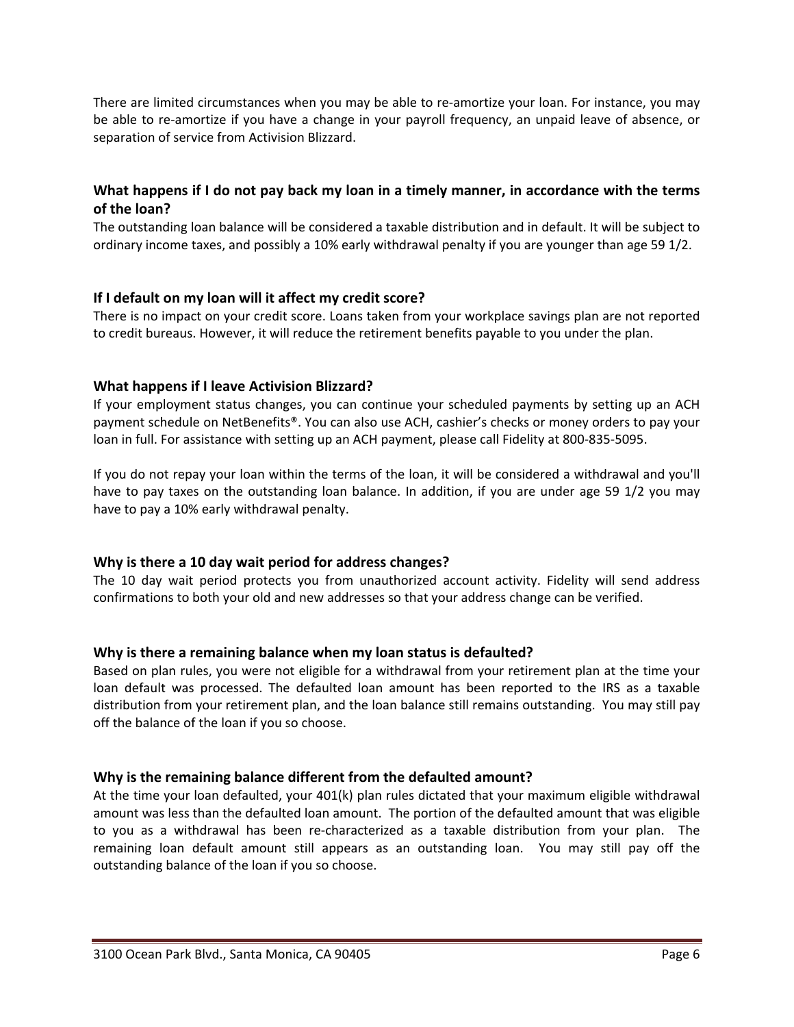There are limited circumstances when you may be able to re-amortize your loan. For instance, you may be able to re-amortize if you have a change in your payroll frequency, an unpaid leave of absence, or separation of service from Activision Blizzard.

### What happens if I do not pay back my loan in a timely manner, in accordance with the terms of the loan?

The outstanding loan balance will be considered a taxable distribution and in default. It will be subject to ordinary income taxes, and possibly a 10% early withdrawal penalty if you are younger than age 59 1/2.

### If I default on my loan will it affect my credit score?

There is no impact on your credit score. Loans taken from your workplace savings plan are not reported to credit bureaus. However, it will reduce the retirement benefits payable to you under the plan.

### What happens if I leave Activision Blizzard?

If your employment status changes, you can continue your scheduled payments by setting up an ACH payment schedule on NetBenefits®. You can also use ACH, cashier's checks or money orders to pay your loan in full. For assistance with setting up an ACH payment, please call Fidelity at 800-835-5095.

If you do not repay your loan within the terms of the loan, it will be considered a withdrawal and you'll have to pay taxes on the outstanding loan balance. In addition, if you are under age 59 1/2 you may have to pay a 10% early withdrawal penalty.

### Why is there a 10 day wait period for address changes?

The 10 day wait period protects you from unauthorized account activity. Fidelity will send address confirmations to both your old and new addresses so that your address change can be verified.

### Why is there a remaining balance when my loan status is defaulted?

Based on plan rules, you were not eligible for a withdrawal from your retirement plan at the time your loan default was processed. The defaulted loan amount has been reported to the IRS as a taxable distribution from your retirement plan, and the loan balance still remains outstanding. You may still pay off the balance of the loan if you so choose.

### Why is the remaining balance different from the defaulted amount?

At the time your loan defaulted, your 401(k) plan rules dictated that your maximum eligible withdrawal amount was less than the defaulted loan amount. The portion of the defaulted amount that was eligible to you as a withdrawal has been re-characterized as a taxable distribution from your plan. The remaining loan default amount still appears as an outstanding loan. You may still pay off the outstanding balance of the loan if you so choose.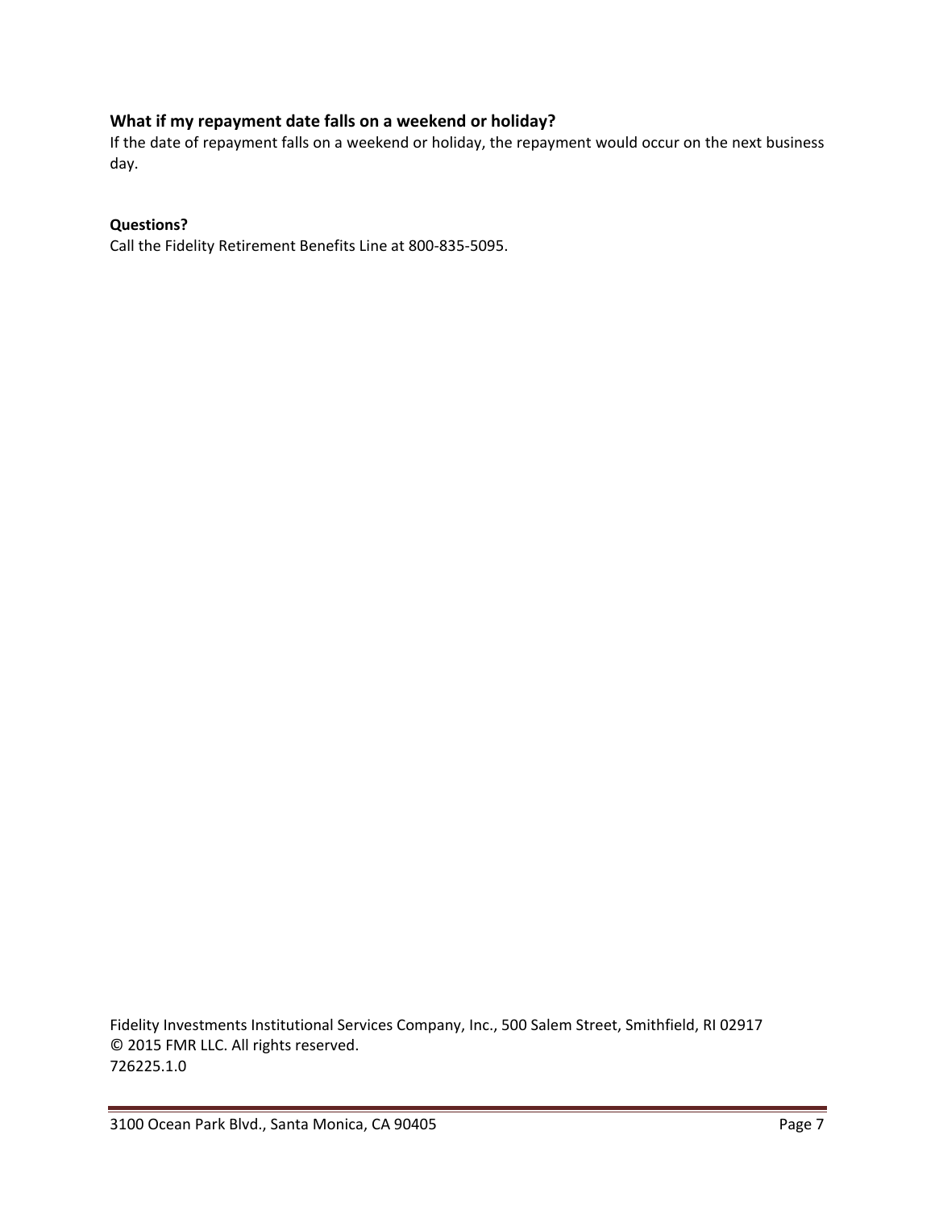### What if my repayment date falls on a weekend or holiday?

If the date of repayment falls on a weekend or holiday, the repayment would occur on the next business day.

#### Questions?

Call the Fidelity Retirement Benefits Line at 800-835-5095.

Fidelity Investments Institutional Services Company, Inc., 500 Salem Street, Smithfield, RI 02917
© 2015 FMR LLC. All rights reserved.
726225.1.0